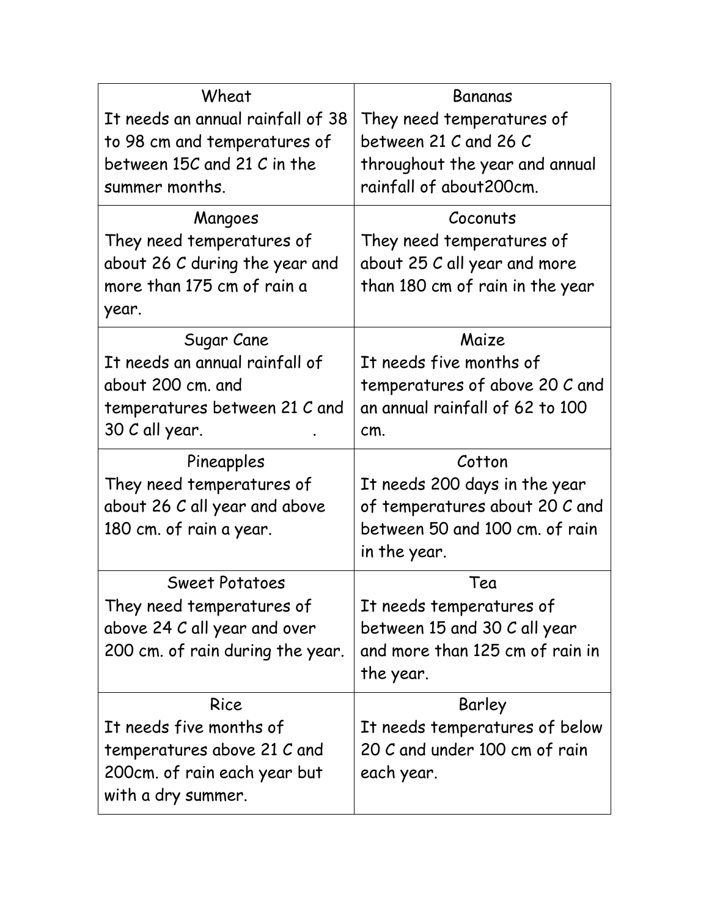| Wheat<br>It needs an annual rainfall of 38 to 98 cm and temperatures of between 15C and 21 C in the summer months. | Bananas<br>They need temperatures of between 21 C and 26 C throughout the year and annual rainfall of about200cm. |
|---|---|
| Mangoes<br>They need temperatures of about 26 C during the year and more than 175 cm of rain a year. | Coconuts<br>They need temperatures of about 25 C all year and more than 180 cm of rain in the year |
| Sugar Cane<br>It needs an annual rainfall of about 200 cm. and temperatures between 21 C and 30 C all year. . | Maize<br>It needs five months of temperatures of above 20 C and an annual rainfall of 62 to 100 cm. |
| Pineapples<br>They need temperatures of about 26 C all year and above 180 cm. of rain a year. | Cotton<br>It needs 200 days in the year of temperatures about 20 C and between 50 and 100 cm. of rain in the year. |
| Sweet Potatoes<br>They need temperatures of above 24 C all year and over 200 cm. of rain during the year. | Tea<br>It needs temperatures of between 15 and 30 C all year and more than 125 cm of rain in the year. |
| Rice<br>It needs five months of temperatures above 21 C and 200cm. of rain each year but with a dry summer. | Barley<br>It needs temperatures of below 20 C and under 100 cm of rain each year. |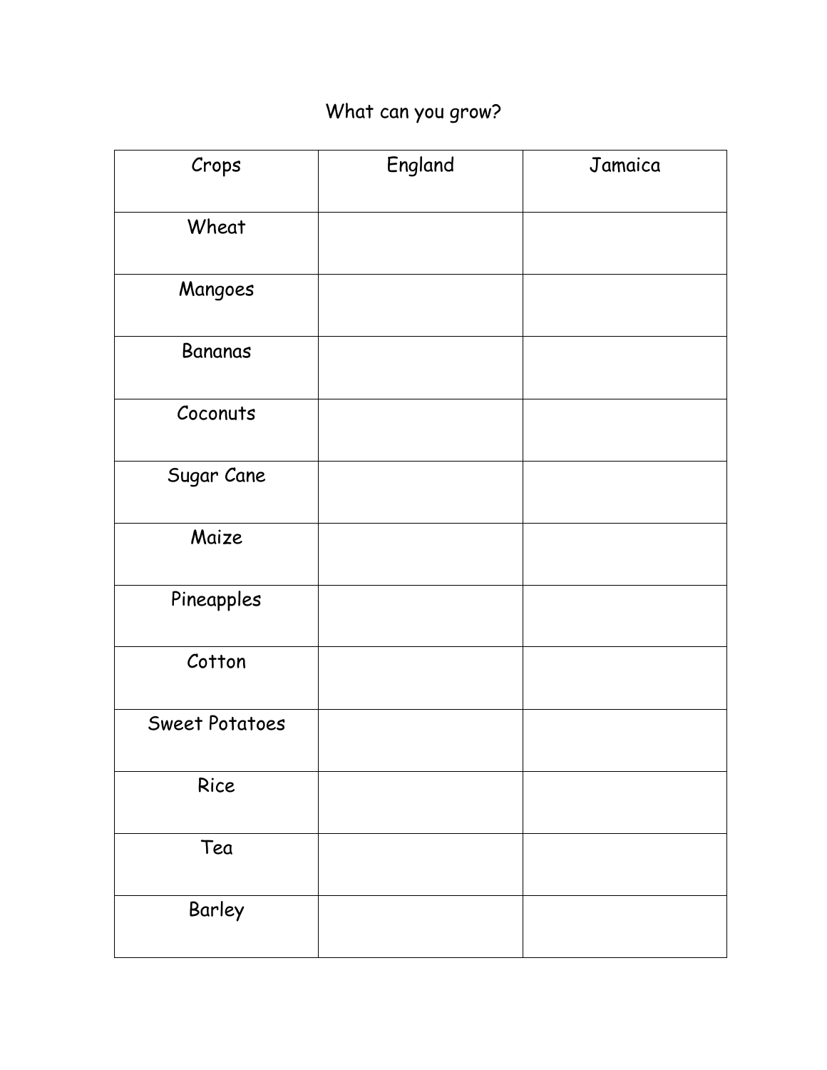# What can you grow?

| Crops | England | Jamaica |
|---|---|---|
| Wheat | | |
| Mangoes | | |
| Bananas | | |
| Coconuts | | |
| Sugar Cane | | |
| Maize | | |
| Pineapples | | |
| Cotton | | |
| Sweet Potatoes | | |
| Rice | | |
| Tea | | |
| Barley | | |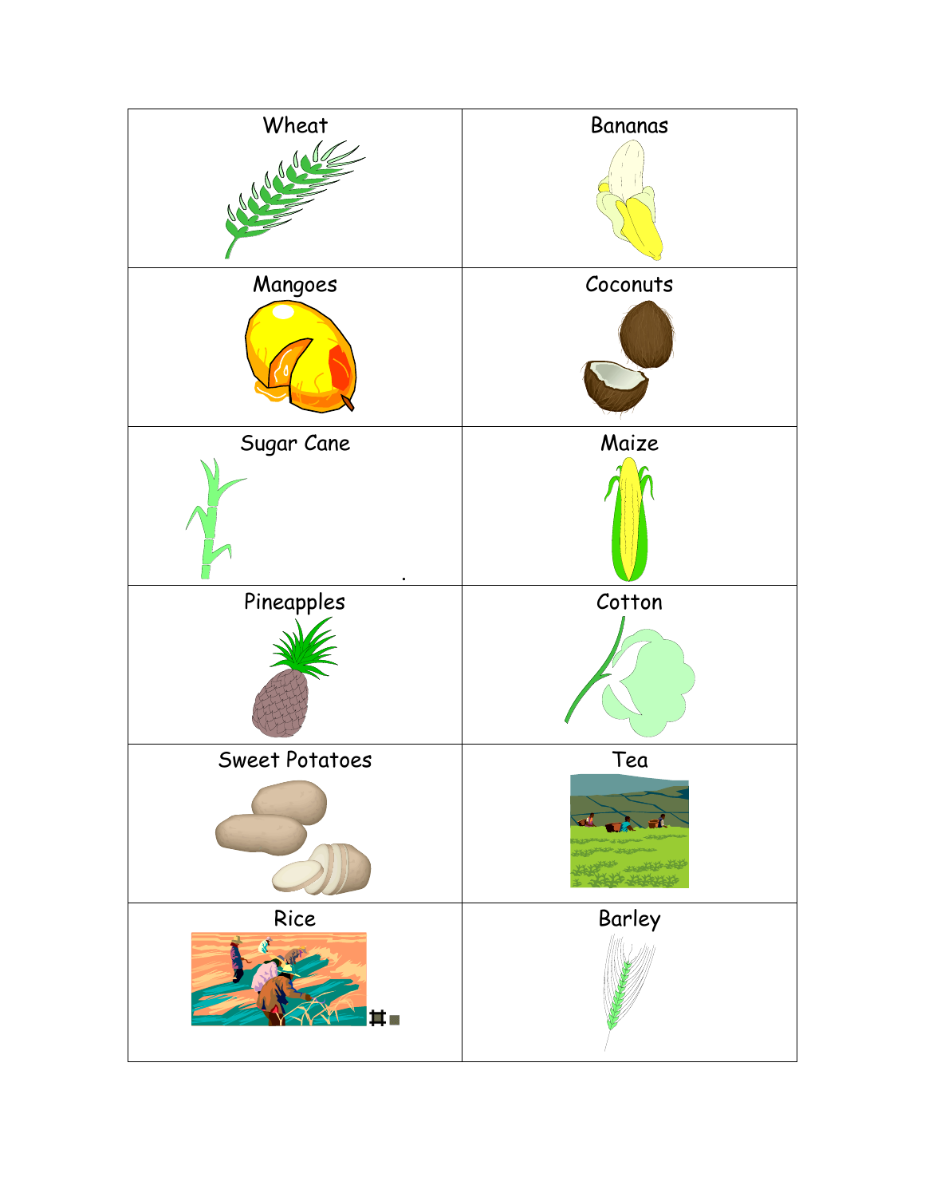| Wheat | Bananas |
|---|---|
| Mangoes | Coconuts |
| Sugar Cane | Maize |
| Pineapples | Cotton |
| Sweet Potatoes | Tea |
| Rice | Barley |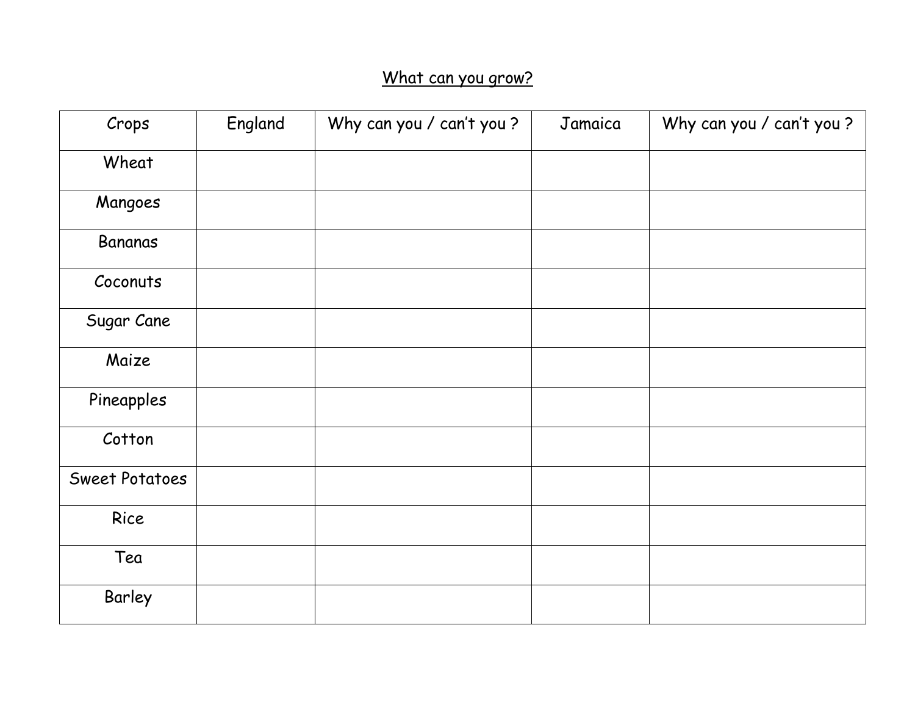What can you grow?

| Crops | England | Why can you / can't you ? | Jamaica | Why can you / can't you ? |
|---|---|---|---|---|
| Wheat | | | | |
| Mangoes | | | | |
| Bananas | | | | |
| Coconuts | | | | |
| Sugar Cane | | | | |
| Maize | | | | |
| Pineapples | | | | |
| Cotton | | | | |
| Sweet Potatoes | | | | |
| Rice | | | | |
| Tea | | | | |
| Barley | | | | |